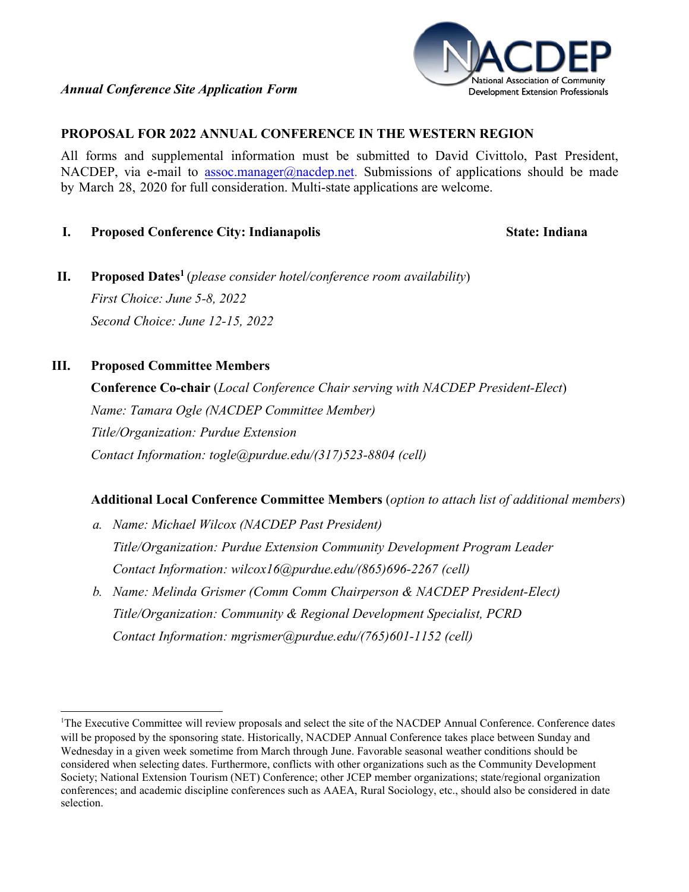*Annual Conference Site Application Form*

NACDEP
National Association of Community Development Extension Professionals

## PROPOSAL FOR 2022 ANNUAL CONFERENCE IN THE WESTERN REGION

All forms and supplemental information must be submitted to David Civittolo, Past President, NACDEP, via e-mail to assoc.manager@nacdep.net. Submissions of applications should be made by March 28, 2020 for full consideration. Multi-state applications are welcome.

**I. Proposed Conference City: Indianapolis** **State: Indiana**

**II. Proposed Dates**[1] (*please consider hotel/conference room availability*)

*First Choice: June 5-8, 2022*

*Second Choice: June 12-15, 2022*

**III. Proposed Committee Members**

**Conference Co-chair** (*Local Conference Chair serving with NACDEP President-Elect*)

*Name: Tamara Ogle (NACDEP Committee Member)*

*Title/Organization: Purdue Extension*

*Contact Information: togle@purdue.edu/(317)523-8804 (cell)*

**Additional Local Conference Committee Members** (*option to attach list of additional members*)

*a. Name: Michael Wilcox (NACDEP Past President)*
   *Title/Organization: Purdue Extension Community Development Program Leader*
   *Contact Information: wilcox16@purdue.edu/(865)696-2267 (cell)*

*b. Name: Melinda Grismer (Comm Comm Chairperson & NACDEP President-Elect)*
   *Title/Organization: Community & Regional Development Specialist, PCRD*
   *Contact Information: mgrismer@purdue.edu/(765)601-1152 (cell)*

---

[1] The Executive Committee will review proposals and select the site of the NACDEP Annual Conference. Conference dates will be proposed by the sponsoring state. Historically, NACDEP Annual Conference takes place between Sunday and Wednesday in a given week sometime from March through June. Favorable seasonal weather conditions should be considered when selecting dates. Furthermore, conflicts with other organizations such as the Community Development Society; National Extension Tourism (NET) Conference; other JCEP member organizations; state/regional organization conferences; and academic discipline conferences such as AAEA, Rural Sociology, etc., should also be considered in date selection.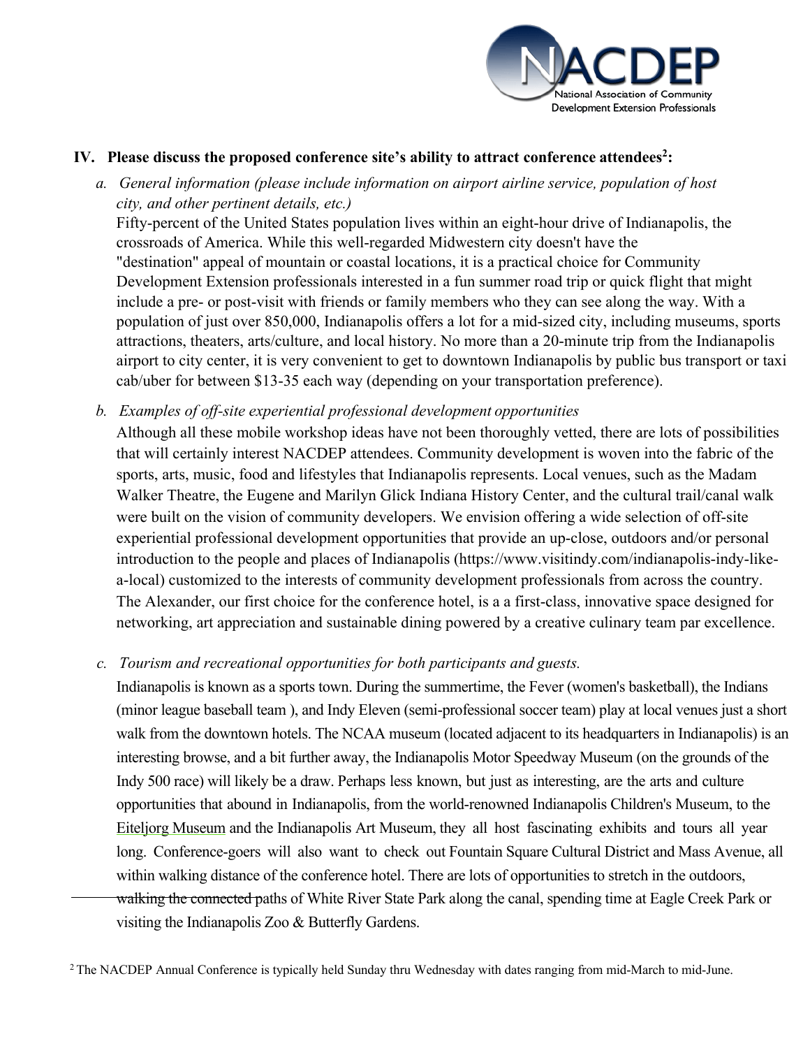## IV. Please discuss the proposed conference site's ability to attract conference attendees[2]:

*a. General information (please include information on airport airline service, population of host city, and other pertinent details, etc.)*

Fifty-percent of the United States population lives within an eight-hour drive of Indianapolis, the crossroads of America. While this well-regarded Midwestern city doesn't have the "destination" appeal of mountain or coastal locations, it is a practical choice for Community Development Extension professionals interested in a fun summer road trip or quick flight that might include a pre- or post-visit with friends or family members who they can see along the way. With a population of just over 850,000, Indianapolis offers a lot for a mid-sized city, including museums, sports attractions, theaters, arts/culture, and local history. No more than a 20-minute trip from the Indianapolis airport to city center, it is very convenient to get to downtown Indianapolis by public bus transport or taxi cab/uber for between $13-35 each way (depending on your transportation preference).

*b. Examples of off-site experiential professional development opportunities*

Although all these mobile workshop ideas have not been thoroughly vetted, there are lots of possibilities that will certainly interest NACDEP attendees. Community development is woven into the fabric of the sports, arts, music, food and lifestyles that Indianapolis represents. Local venues, such as the Madam Walker Theatre, the Eugene and Marilyn Glick Indiana History Center, and the cultural trail/canal walk were built on the vision of community developers. We envision offering a wide selection of off-site experiential professional development opportunities that provide an up-close, outdoors and/or personal introduction to the people and places of Indianapolis (https://www.visitindy.com/indianapolis-indy-like-a-local) customized to the interests of community development professionals from across the country. The Alexander, our first choice for the conference hotel, is a a first-class, innovative space designed for networking, art appreciation and sustainable dining powered by a creative culinary team par excellence.

*c. Tourism and recreational opportunities for both participants and guests.*

Indianapolis is known as a sports town. During the summertime, the Fever (women's basketball), the Indians (minor league baseball team ), and Indy Eleven (semi-professional soccer team) play at local venues just a short walk from the downtown hotels. The NCAA museum (located adjacent to its headquarters in Indianapolis) is an interesting browse, and a bit further away, the Indianapolis Motor Speedway Museum (on the grounds of the Indy 500 race) will likely be a draw. Perhaps less known, but just as interesting, are the arts and culture opportunities that abound in Indianapolis, from the world-renowned Indianapolis Children's Museum, to the Eiteljorg Museum and the Indianapolis Art Museum, they all host fascinating exhibits and tours all year long. Conference-goers will also want to check out Fountain Square Cultural District and Mass Avenue, all within walking distance of the conference hotel. There are lots of opportunities to stretch in the outdoors, walking the connected paths of White River State Park along the canal, spending time at Eagle Creek Park or visiting the Indianapolis Zoo & Butterfly Gardens.

[2] The NACDEP Annual Conference is typically held Sunday thru Wednesday with dates ranging from mid-March to mid-June.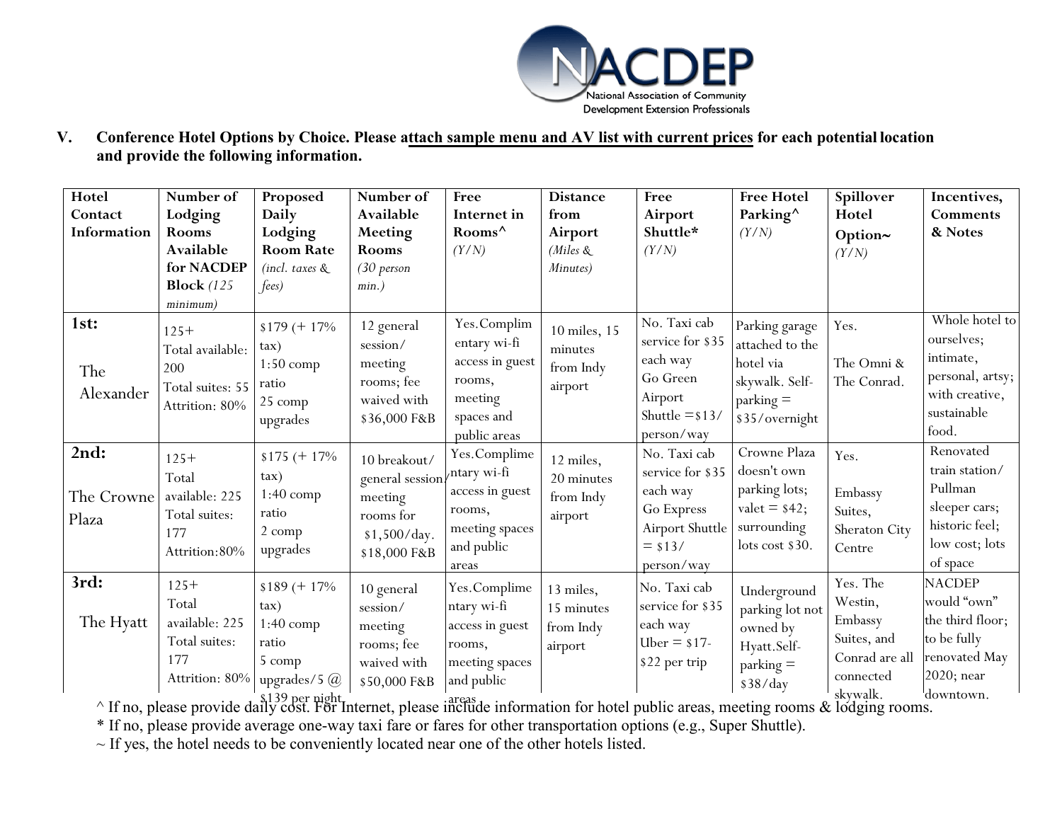V. **Conference Hotel Options by Choice. Please attach sample menu and AV list with current prices for each potential location and provide the following information.**

| **Hotel Contact Information** | **Number of Lodging Rooms Available for NACDEP Block** *(125 minimum)* | **Proposed Daily Lodging Room Rate** *(incl. taxes & fees)* | **Number of Available Meeting Rooms** *(30 person min.)* | **Free Internet in Rooms^** *(Y/N)* | **Distance from Airport** *(Miles & Minutes)* | **Free Airport Shuttle*** *(Y/N)* | **Free Hotel Parking^** *(Y/N)* | **Spillover Hotel Option~** *(Y/N)* | **Incentives, Comments & Notes** |
|---|---|---|---|---|---|---|---|---|---|
| **1st:** The Alexander | 125+ Total available: 200 Total suites: 55 Attrition: 80% | $179 (+ 17% tax) 1:50 comp ratio 25 comp upgrades | 12 general session/ meeting rooms; fee waived with $36,000 F&B | Yes.Complimentary wi-fi access in guest rooms, meeting spaces and public areas | 10 miles, 15 minutes from Indy airport | No. Taxi cab service for $35 each way Go Green Airport Shuttle =$13/ person/way | Parking garage attached to the hotel via skywalk. Self-parking = $35/overnight | Yes. The Omni & The Conrad. | Whole hotel to ourselves; intimate, personal, artsy; with creative, sustainable food. |
| **2nd:** The Crowne Plaza | 125+ Total available: 225 Total suites: 177 Attrition:80% | $175 (+ 17% tax) 1:40 comp ratio 2 comp upgrades | 10 breakout/ general session/ meeting rooms for $1,500/day. $18,000 F&B | Yes.Complimentary wi-fi access in guest rooms, meeting spaces and public areas | 12 miles, 20 minutes from Indy airport | No. Taxi cab service for $35 each way Go Express Airport Shuttle = $13/ person/way | Crowne Plaza doesn't own parking lots; valet = $42; surrounding lots cost $30. | Yes. Embassy Suites, Sheraton City Centre | Renovated train station/ Pullman sleeper cars; historic feel; low cost; lots of space |
| **3rd:** The Hyatt | 125+ Total available: 225 Total suites: 177 Attrition: 80% | $189 (+ 17% tax) 1:40 comp ratio 5 comp upgrades/5 @ $139 per night | 10 general session/ meeting rooms; fee waived with $50,000 F&B | Yes.Complimentary wi-fi access in guest rooms, meeting spaces and public areas | 13 miles, 15 minutes from Indy airport | No. Taxi cab service for $35 each way Uber = $17-$22 per trip | Underground parking lot not owned by Hyatt.Self-parking = $38/day | Yes. The Westin, Embassy Suites, and Conrad are all connected skywalk. | NACDEP would "own" the third floor; to be fully renovated May 2020; near downtown. |

^ If no, please provide daily cost. For Internet, please include information for hotel public areas, meeting rooms & lodging rooms.
* If no, please provide average one-way taxi fare or fares for other transportation options (e.g., Super Shuttle).
~ If yes, the hotel needs to be conveniently located near one of the other hotels listed.